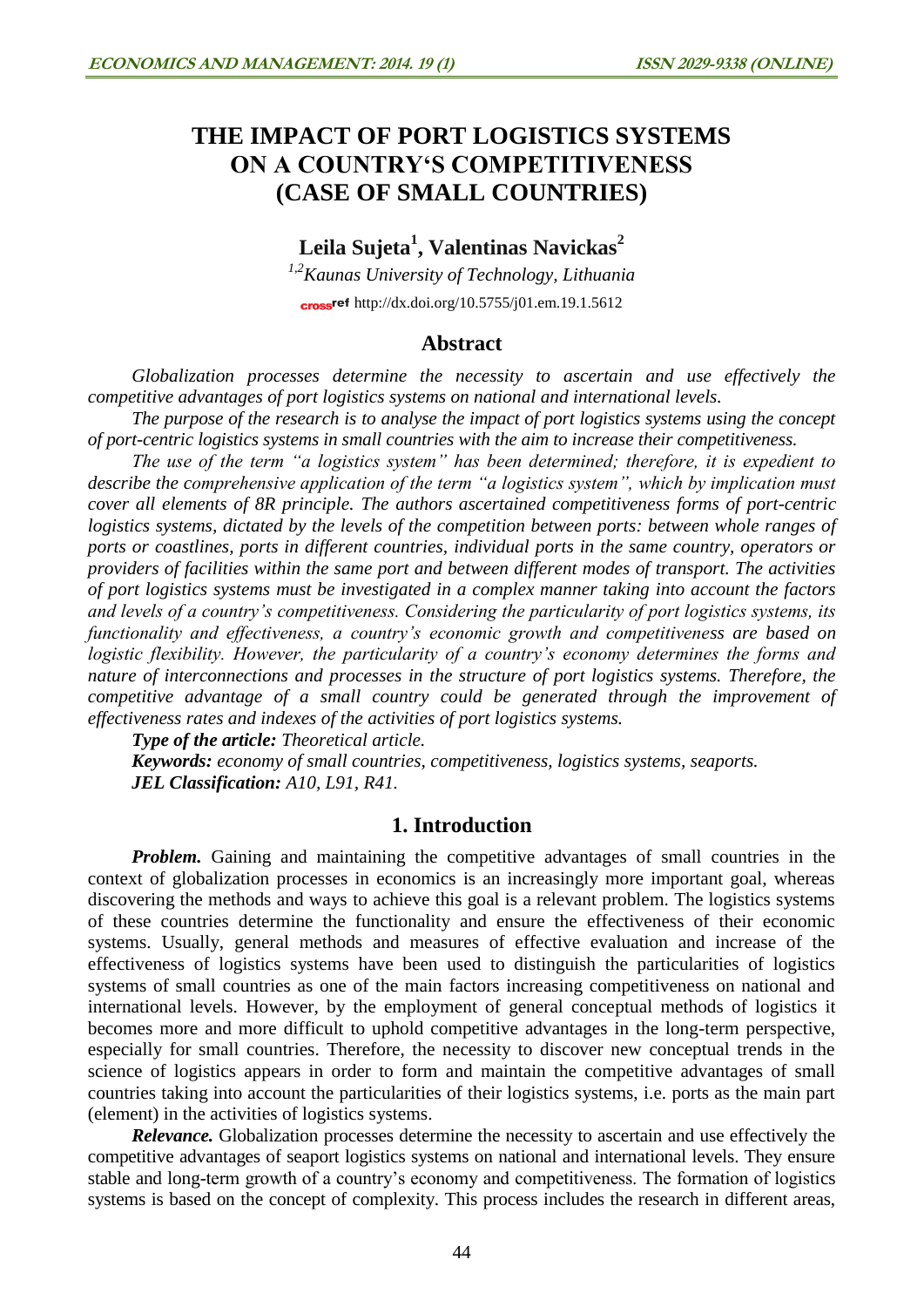# THE IMPACT OF PORT LOGISTICS SYSTEMS ON A COUNTRY'S COMPETITIVENESS (CASE OF SMALL COUNTRIES)

**Leila Sujeta[1], Valentinas Navickas[2]**

*[1,2]Kaunas University of Technology, Lithuania*

http://dx.doi.org/10.5755/j01.em.19.1.5612

## Abstract

*Globalization processes determine the necessity to ascertain and use effectively the competitive advantages of port logistics systems on national and international levels.*

*The purpose of the research is to analyse the impact of port logistics systems using the concept of port-centric logistics systems in small countries with the aim to increase their competitiveness.*

*The use of the term "a logistics system" has been determined; therefore, it is expedient to describe the comprehensive application of the term "a logistics system", which by implication must cover all elements of 8R principle. The authors ascertained competitiveness forms of port-centric logistics systems, dictated by the levels of the competition between ports: between whole ranges of ports or coastlines, ports in different countries, individual ports in the same country, operators or providers of facilities within the same port and between different modes of transport. The activities of port logistics systems must be investigated in a complex manner taking into account the factors and levels of a country's competitiveness. Considering the particularity of port logistics systems, its functionality and effectiveness, a country's economic growth and competitiveness are based on logistic flexibility. However, the particularity of a country's economy determines the forms and nature of interconnections and processes in the structure of port logistics systems. Therefore, the competitive advantage of a small country could be generated through the improvement of effectiveness rates and indexes of the activities of port logistics systems.*

***Type of the article:*** *Theoretical article.*

***Keywords:*** *economy of small countries, competitiveness, logistics systems, seaports.*

***JEL Classification:*** *A10, L91, R41.*

## 1. Introduction

***Problem.*** Gaining and maintaining the competitive advantages of small countries in the context of globalization processes in economics is an increasingly more important goal, whereas discovering the methods and ways to achieve this goal is a relevant problem. The logistics systems of these countries determine the functionality and ensure the effectiveness of their economic systems. Usually, general methods and measures of effective evaluation and increase of the effectiveness of logistics systems have been used to distinguish the particularities of logistics systems of small countries as one of the main factors increasing competitiveness on national and international levels. However, by the employment of general conceptual methods of logistics it becomes more and more difficult to uphold competitive advantages in the long-term perspective, especially for small countries. Therefore, the necessity to discover new conceptual trends in the science of logistics appears in order to form and maintain the competitive advantages of small countries taking into account the particularities of their logistics systems, i.e. ports as the main part (element) in the activities of logistics systems.

***Relevance.*** Globalization processes determine the necessity to ascertain and use effectively the competitive advantages of seaport logistics systems on national and international levels. They ensure stable and long-term growth of a country's economy and competitiveness. The formation of logistics systems is based on the concept of complexity. This process includes the research in different areas,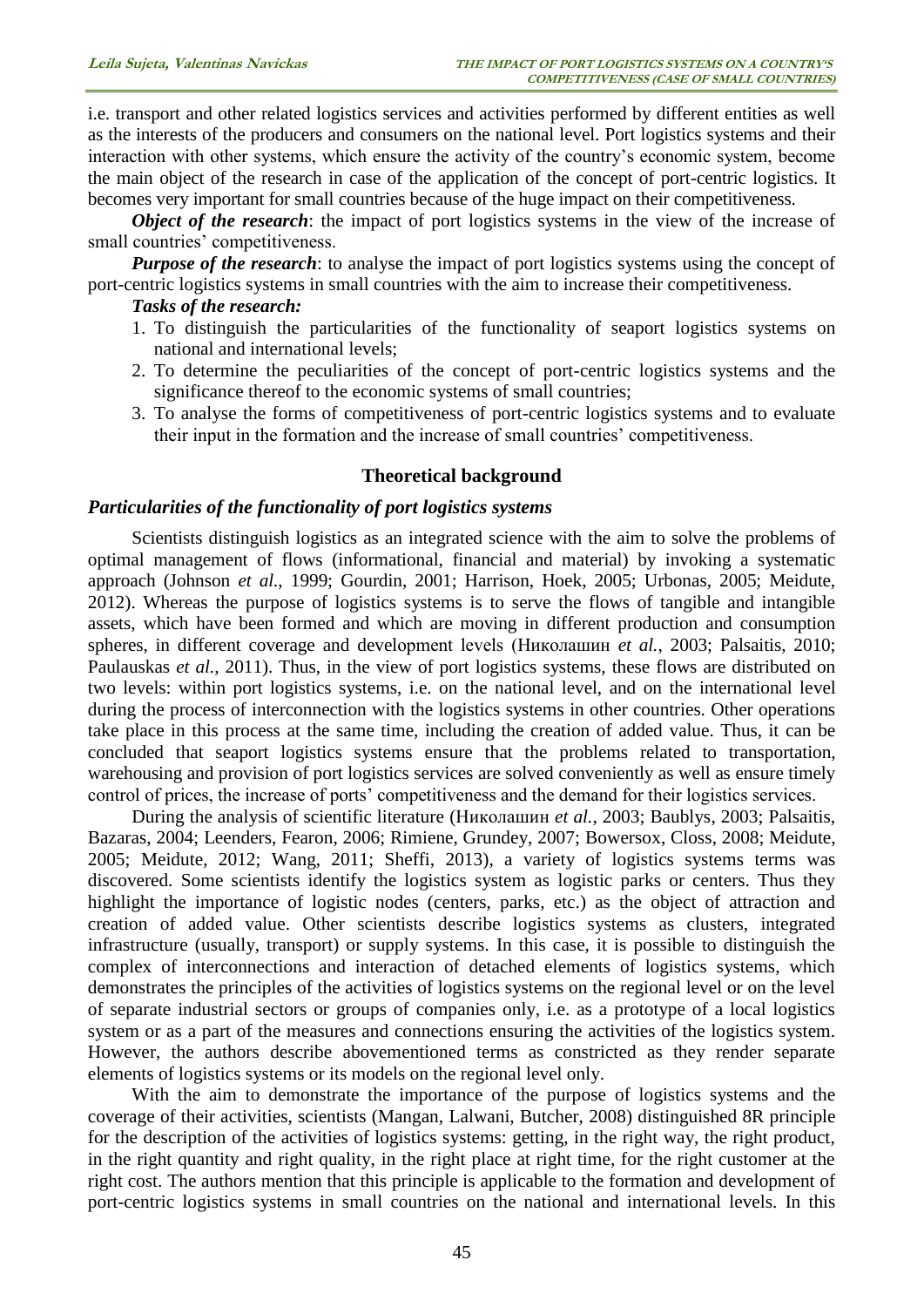i.e. transport and other related logistics services and activities performed by different entities as well as the interests of the producers and consumers on the national level. Port logistics systems and their interaction with other systems, which ensure the activity of the country's economic system, become the main object of the research in case of the application of the concept of port-centric logistics. It becomes very important for small countries because of the huge impact on their competitiveness.

***Object of the research***: the impact of port logistics systems in the view of the increase of small countries' competitiveness.

***Purpose of the research***: to analyse the impact of port logistics systems using the concept of port-centric logistics systems in small countries with the aim to increase their competitiveness.

***Tasks of the research:***

1. To distinguish the particularities of the functionality of seaport logistics systems on national and international levels;
2. To determine the peculiarities of the concept of port-centric logistics systems and the significance thereof to the economic systems of small countries;
3. To analyse the forms of competitiveness of port-centric logistics systems and to evaluate their input in the formation and the increase of small countries' competitiveness.

## Theoretical background

### *Particularities of the functionality of port logistics systems*

Scientists distinguish logistics as an integrated science with the aim to solve the problems of optimal management of flows (informational, financial and material) by invoking a systematic approach (Johnson *et al*., 1999; Gourdin, 2001; Harrison, Hoek, 2005; Urbonas, 2005; Meidute, 2012). Whereas the purpose of logistics systems is to serve the flows of tangible and intangible assets, which have been formed and which are moving in different production and consumption spheres, in different coverage and development levels (Николашин *et al.*, 2003; Palsaitis, 2010; Paulauskas *et al.*, 2011). Thus, in the view of port logistics systems, these flows are distributed on two levels: within port logistics systems, i.e. on the national level, and on the international level during the process of interconnection with the logistics systems in other countries. Other operations take place in this process at the same time, including the creation of added value. Thus, it can be concluded that seaport logistics systems ensure that the problems related to transportation, warehousing and provision of port logistics services are solved conveniently as well as ensure timely control of prices, the increase of ports' competitiveness and the demand for their logistics services.

During the analysis of scientific literature (Николашин *et al.*, 2003; Baublys, 2003; Palsaitis, Bazaras, 2004; Leenders, Fearon, 2006; Rimiene, Grundey, 2007; Bowersox, Closs, 2008; Meidute, 2005; Meidute, 2012; Wang, 2011; Sheffi, 2013), a variety of logistics systems terms was discovered. Some scientists identify the logistics system as logistic parks or centers. Thus they highlight the importance of logistic nodes (centers, parks, etc.) as the object of attraction and creation of added value. Other scientists describe logistics systems as clusters, integrated infrastructure (usually, transport) or supply systems. In this case, it is possible to distinguish the complex of interconnections and interaction of detached elements of logistics systems, which demonstrates the principles of the activities of logistics systems on the regional level or on the level of separate industrial sectors or groups of companies only, i.e. as a prototype of a local logistics system or as a part of the measures and connections ensuring the activities of the logistics system. However, the authors describe abovementioned terms as constricted as they render separate elements of logistics systems or its models on the regional level only.

With the aim to demonstrate the importance of the purpose of logistics systems and the coverage of their activities, scientists (Mangan, Lalwani, Butcher, 2008) distinguished 8R principle for the description of the activities of logistics systems: getting, in the right way, the right product, in the right quantity and right quality, in the right place at right time, for the right customer at the right cost. The authors mention that this principle is applicable to the formation and development of port-centric logistics systems in small countries on the national and international levels. In this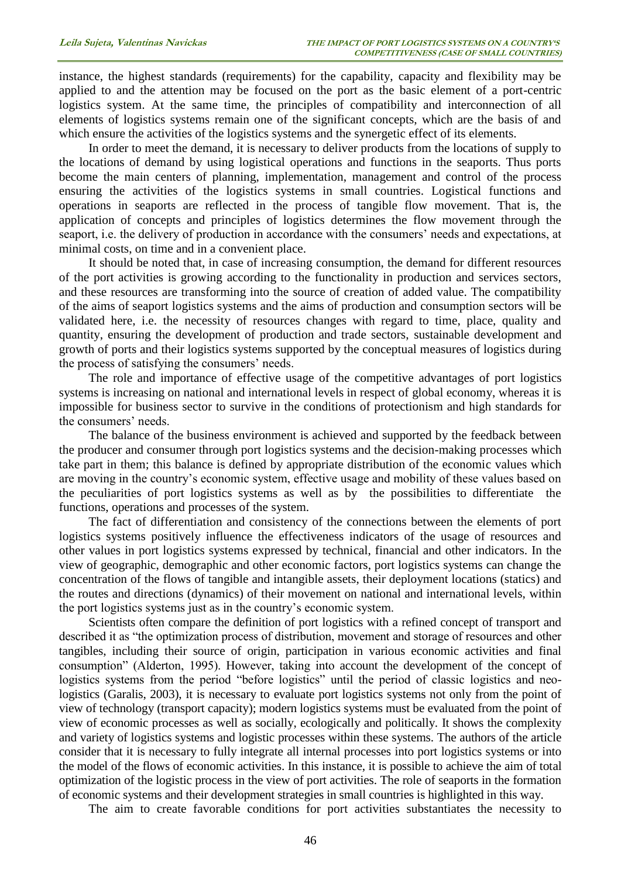instance, the highest standards (requirements) for the capability, capacity and flexibility may be applied to and the attention may be focused on the port as the basic element of a port-centric logistics system. At the same time, the principles of compatibility and interconnection of all elements of logistics systems remain one of the significant concepts, which are the basis of and which ensure the activities of the logistics systems and the synergetic effect of its elements.

In order to meet the demand, it is necessary to deliver products from the locations of supply to the locations of demand by using logistical operations and functions in the seaports. Thus ports become the main centers of planning, implementation, management and control of the process ensuring the activities of the logistics systems in small countries. Logistical functions and operations in seaports are reflected in the process of tangible flow movement. That is, the application of concepts and principles of logistics determines the flow movement through the seaport, i.e. the delivery of production in accordance with the consumers' needs and expectations, at minimal costs, on time and in a convenient place.

It should be noted that, in case of increasing consumption, the demand for different resources of the port activities is growing according to the functionality in production and services sectors, and these resources are transforming into the source of creation of added value. The compatibility of the aims of seaport logistics systems and the aims of production and consumption sectors will be validated here, i.e. the necessity of resources changes with regard to time, place, quality and quantity, ensuring the development of production and trade sectors, sustainable development and growth of ports and their logistics systems supported by the conceptual measures of logistics during the process of satisfying the consumers' needs.

The role and importance of effective usage of the competitive advantages of port logistics systems is increasing on national and international levels in respect of global economy, whereas it is impossible for business sector to survive in the conditions of protectionism and high standards for the consumers' needs.

The balance of the business environment is achieved and supported by the feedback between the producer and consumer through port logistics systems and the decision-making processes which take part in them; this balance is defined by appropriate distribution of the economic values which are moving in the country's economic system, effective usage and mobility of these values based on the peculiarities of port logistics systems as well as by the possibilities to differentiate the functions, operations and processes of the system.

The fact of differentiation and consistency of the connections between the elements of port logistics systems positively influence the effectiveness indicators of the usage of resources and other values in port logistics systems expressed by technical, financial and other indicators. In the view of geographic, demographic and other economic factors, port logistics systems can change the concentration of the flows of tangible and intangible assets, their deployment locations (statics) and the routes and directions (dynamics) of their movement on national and international levels, within the port logistics systems just as in the country's economic system.

Scientists often compare the definition of port logistics with a refined concept of transport and described it as "the optimization process of distribution, movement and storage of resources and other tangibles, including their source of origin, participation in various economic activities and final consumption" (Alderton, 1995). However, taking into account the development of the concept of logistics systems from the period "before logistics" until the period of classic logistics and neo-logistics (Garalis, 2003), it is necessary to evaluate port logistics systems not only from the point of view of technology (transport capacity); modern logistics systems must be evaluated from the point of view of economic processes as well as socially, ecologically and politically. It shows the complexity and variety of logistics systems and logistic processes within these systems. The authors of the article consider that it is necessary to fully integrate all internal processes into port logistics systems or into the model of the flows of economic activities. In this instance, it is possible to achieve the aim of total optimization of the logistic process in the view of port activities. The role of seaports in the formation of economic systems and their development strategies in small countries is highlighted in this way.

The aim to create favorable conditions for port activities substantiates the necessity to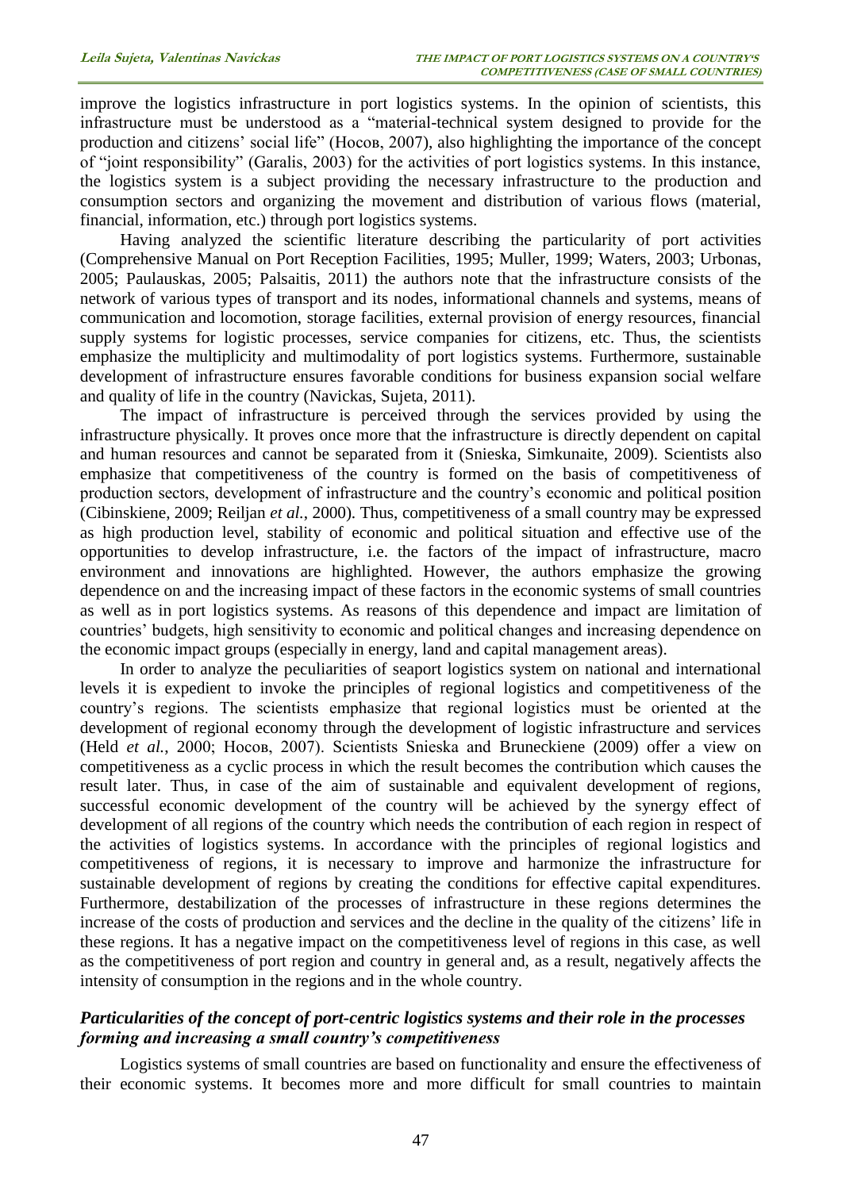improve the logistics infrastructure in port logistics systems. In the opinion of scientists, this infrastructure must be understood as a "material-technical system designed to provide for the production and citizens' social life" (Носов, 2007), also highlighting the importance of the concept of "joint responsibility" (Garalis, 2003) for the activities of port logistics systems. In this instance, the logistics system is a subject providing the necessary infrastructure to the production and consumption sectors and organizing the movement and distribution of various flows (material, financial, information, etc.) through port logistics systems.

Having analyzed the scientific literature describing the particularity of port activities (Comprehensive Manual on Port Reception Facilities, 1995; Muller, 1999; Waters, 2003; Urbonas, 2005; Paulauskas, 2005; Palsaitis, 2011) the authors note that the infrastructure consists of the network of various types of transport and its nodes, informational channels and systems, means of communication and locomotion, storage facilities, external provision of energy resources, financial supply systems for logistic processes, service companies for citizens, etc. Thus, the scientists emphasize the multiplicity and multimodality of port logistics systems. Furthermore, sustainable development of infrastructure ensures favorable conditions for business expansion social welfare and quality of life in the country (Navickas, Sujeta, 2011).

The impact of infrastructure is perceived through the services provided by using the infrastructure physically. It proves once more that the infrastructure is directly dependent on capital and human resources and cannot be separated from it (Snieska, Simkunaite, 2009). Scientists also emphasize that competitiveness of the country is formed on the basis of competitiveness of production sectors, development of infrastructure and the country's economic and political position (Cibinskiene, 2009; Reiljan *et al.*, 2000). Thus, competitiveness of a small country may be expressed as high production level, stability of economic and political situation and effective use of the opportunities to develop infrastructure, i.e. the factors of the impact of infrastructure, macro environment and innovations are highlighted. However, the authors emphasize the growing dependence on and the increasing impact of these factors in the economic systems of small countries as well as in port logistics systems. As reasons of this dependence and impact are limitation of countries' budgets, high sensitivity to economic and political changes and increasing dependence on the economic impact groups (especially in energy, land and capital management areas).

In order to analyze the peculiarities of seaport logistics system on national and international levels it is expedient to invoke the principles of regional logistics and competitiveness of the country's regions. The scientists emphasize that regional logistics must be oriented at the development of regional economy through the development of logistic infrastructure and services (Held *et al.*, 2000; Носов, 2007). Scientists Snieska and Bruneckiene (2009) offer a view on competitiveness as a cyclic process in which the result becomes the contribution which causes the result later. Thus, in case of the aim of sustainable and equivalent development of regions, successful economic development of the country will be achieved by the synergy effect of development of all regions of the country which needs the contribution of each region in respect of the activities of logistics systems. In accordance with the principles of regional logistics and competitiveness of regions, it is necessary to improve and harmonize the infrastructure for sustainable development of regions by creating the conditions for effective capital expenditures. Furthermore, destabilization of the processes of infrastructure in these regions determines the increase of the costs of production and services and the decline in the quality of the citizens' life in these regions. It has a negative impact on the competitiveness level of regions in this case, as well as the competitiveness of port region and country in general and, as a result, negatively affects the intensity of consumption in the regions and in the whole country.

### ***Particularities of the concept of port-centric logistics systems and their role in the processes forming and increasing a small country's competitiveness***

Logistics systems of small countries are based on functionality and ensure the effectiveness of their economic systems. It becomes more and more difficult for small countries to maintain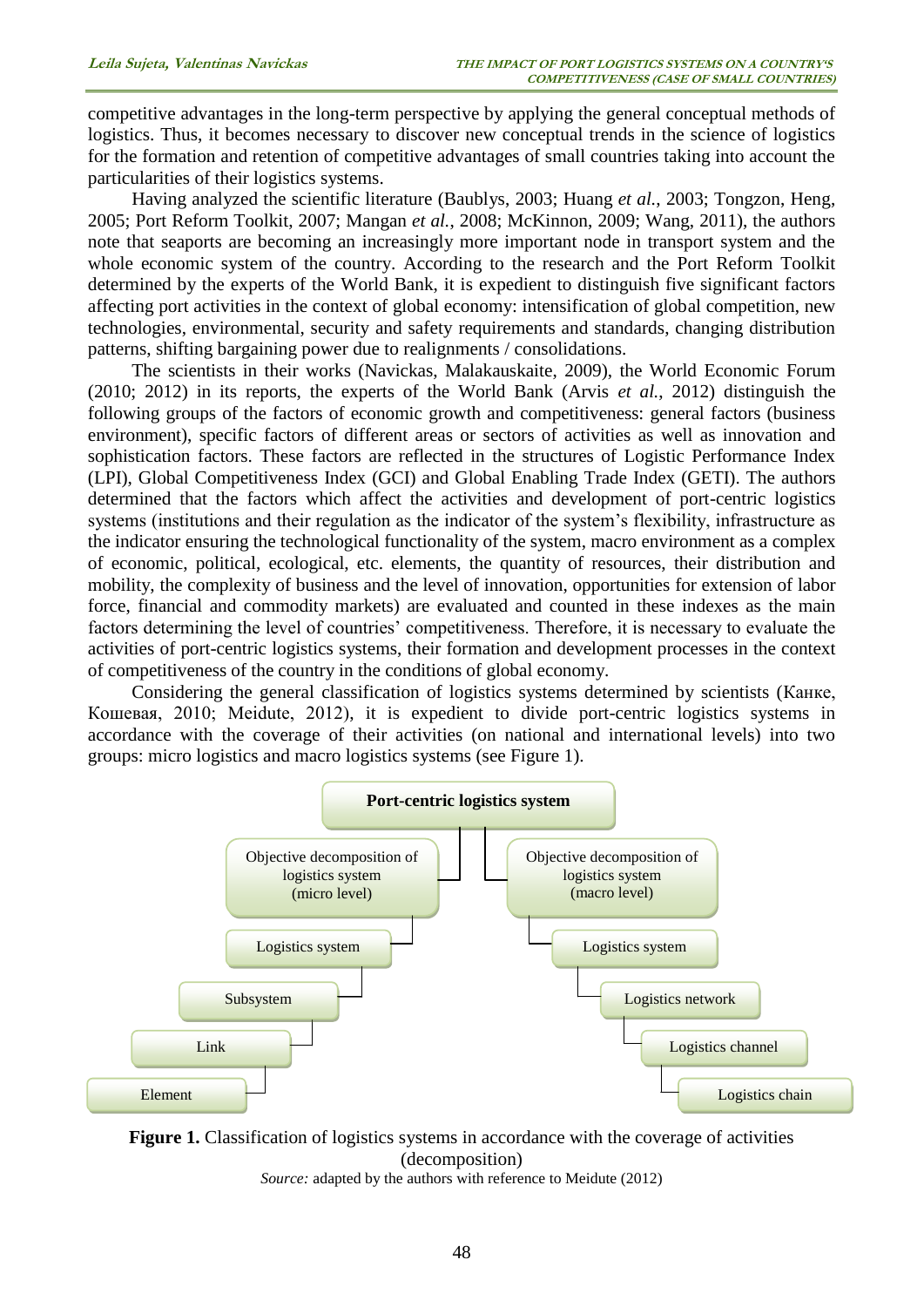competitive advantages in the long-term perspective by applying the general conceptual methods of logistics. Thus, it becomes necessary to discover new conceptual trends in the science of logistics for the formation and retention of competitive advantages of small countries taking into account the particularities of their logistics systems.

Having analyzed the scientific literature (Baublys, 2003; Huang *et al.*, 2003; Tongzon, Heng, 2005; Port Reform Toolkit, 2007; Mangan *et al.*, 2008; McKinnon, 2009; Wang, 2011), the authors note that seaports are becoming an increasingly more important node in transport system and the whole economic system of the country. According to the research and the Port Reform Toolkit determined by the experts of the World Bank, it is expedient to distinguish five significant factors affecting port activities in the context of global economy: intensification of global competition, new technologies, environmental, security and safety requirements and standards, changing distribution patterns, shifting bargaining power due to realignments / consolidations.

The scientists in their works (Navickas, Malakauskaite, 2009), the World Economic Forum (2010; 2012) in its reports, the experts of the World Bank (Arvis *et al.*, 2012) distinguish the following groups of the factors of economic growth and competitiveness: general factors (business environment), specific factors of different areas or sectors of activities as well as innovation and sophistication factors. These factors are reflected in the structures of Logistic Performance Index (LPI), Global Competitiveness Index (GCI) and Global Enabling Trade Index (GETI). The authors determined that the factors which affect the activities and development of port-centric logistics systems (institutions and their regulation as the indicator of the system's flexibility, infrastructure as the indicator ensuring the technological functionality of the system, macro environment as a complex of economic, political, ecological, etc. elements, the quantity of resources, their distribution and mobility, the complexity of business and the level of innovation, opportunities for extension of labor force, financial and commodity markets) are evaluated and counted in these indexes as the main factors determining the level of countries' competitiveness. Therefore, it is necessary to evaluate the activities of port-centric logistics systems, their formation and development processes in the context of competitiveness of the country in the conditions of global economy.

Considering the general classification of logistics systems determined by scientists (Канке, Кошевая, 2010; Meidute, 2012), it is expedient to divide port-centric logistics systems in accordance with the coverage of their activities (on national and international levels) into two groups: micro logistics and macro logistics systems (see Figure 1).

Port-centric logistics system

Objective decomposition of logistics system (micro level): Logistics system → Subsystem → Link → Element

Objective decomposition of logistics system (macro level): Logistics system → Logistics network → Logistics channel → Logistics chain

**Figure 1.** Classification of logistics systems in accordance with the coverage of activities (decomposition)

*Source:* adapted by the authors with reference to Meidute (2012)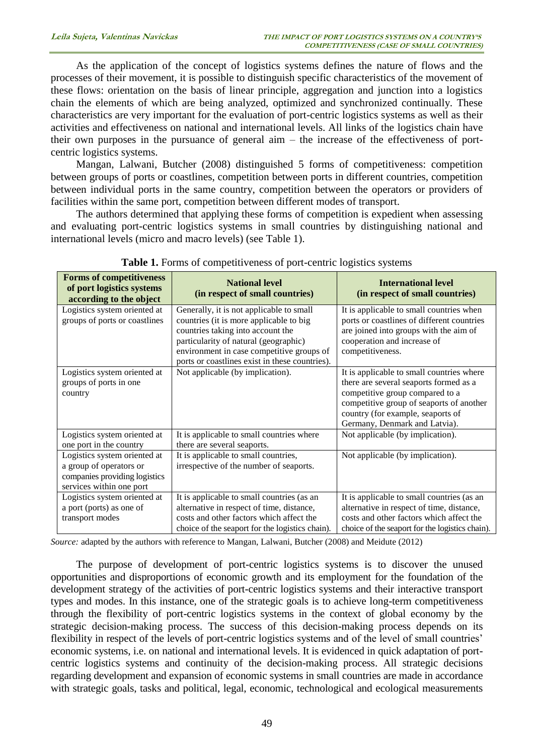As the application of the concept of logistics systems defines the nature of flows and the processes of their movement, it is possible to distinguish specific characteristics of the movement of these flows: orientation on the basis of linear principle, aggregation and junction into a logistics chain the elements of which are being analyzed, optimized and synchronized continually. These characteristics are very important for the evaluation of port-centric logistics systems as well as their activities and effectiveness on national and international levels. All links of the logistics chain have their own purposes in the pursuance of general aim – the increase of the effectiveness of port-centric logistics systems.

Mangan, Lalwani, Butcher (2008) distinguished 5 forms of competitiveness: competition between groups of ports or coastlines, competition between ports in different countries, competition between individual ports in the same country, competition between the operators or providers of facilities within the same port, competition between different modes of transport.

The authors determined that applying these forms of competition is expedient when assessing and evaluating port-centric logistics systems in small countries by distinguishing national and international levels (micro and macro levels) (see Table 1).

**Table 1.** Forms of competitiveness of port-centric logistics systems

| Forms of competitiveness of port logistics systems according to the object | National level (in respect of small countries) | International level (in respect of small countries) |
|---|---|---|
| Logistics system oriented at groups of ports or coastlines | Generally, it is not applicable to small countries (it is more applicable to big countries taking into account the particularity of natural (geographic) environment in case competitive groups of ports or coastlines exist in these countries). | It is applicable to small countries when ports or coastlines of different countries are joined into groups with the aim of cooperation and increase of competitiveness. |
| Logistics system oriented at groups of ports in one country | Not applicable (by implication). | It is applicable to small countries where there are several seaports formed as a competitive group compared to a competitive group of seaports of another country (for example, seaports of Germany, Denmark and Latvia). |
| Logistics system oriented at one port in the country | It is applicable to small countries where there are several seaports. | Not applicable (by implication). |
| Logistics system oriented at a group of operators or companies providing logistics services within one port | It is applicable to small countries, irrespective of the number of seaports. | Not applicable (by implication). |
| Logistics system oriented at a port (ports) as one of transport modes | It is applicable to small countries (as an alternative in respect of time, distance, costs and other factors which affect the choice of the seaport for the logistics chain). | It is applicable to small countries (as an alternative in respect of time, distance, costs and other factors which affect the choice of the seaport for the logistics chain). |

*Source:* adapted by the authors with reference to Mangan, Lalwani, Butcher (2008) and Meidute (2012)

The purpose of development of port-centric logistics systems is to discover the unused opportunities and disproportions of economic growth and its employment for the foundation of the development strategy of the activities of port-centric logistics systems and their interactive transport types and modes. In this instance, one of the strategic goals is to achieve long-term competitiveness through the flexibility of port-centric logistics systems in the context of global economy by the strategic decision-making process. The success of this decision-making process depends on its flexibility in respect of the levels of port-centric logistics systems and of the level of small countries' economic systems, i.e. on national and international levels. It is evidenced in quick adaptation of port-centric logistics systems and continuity of the decision-making process. All strategic decisions regarding development and expansion of economic systems in small countries are made in accordance with strategic goals, tasks and political, legal, economic, technological and ecological measurements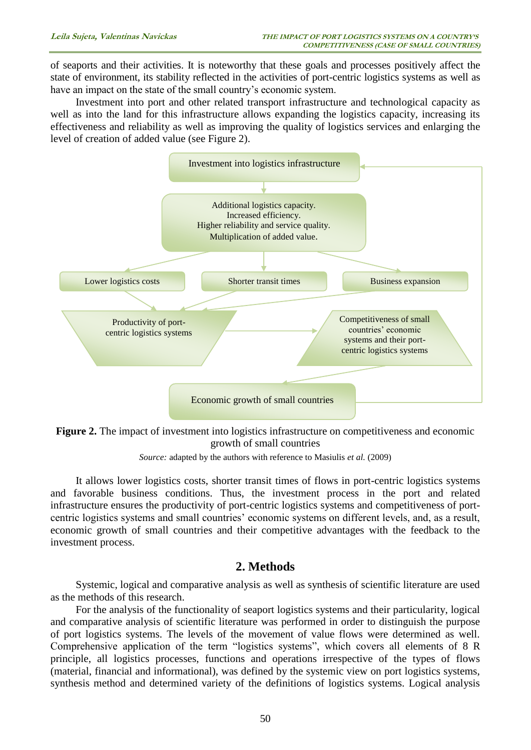of seaports and their activities. It is noteworthy that these goals and processes positively affect the state of environment, its stability reflected in the activities of port-centric logistics systems as well as have an impact on the state of the small country's economic system.

Investment into port and other related transport infrastructure and technological capacity as well as into the land for this infrastructure allows expanding the logistics capacity, increasing its effectiveness and reliability as well as improving the quality of logistics services and enlarging the level of creation of added value (see Figure 2).

Investment into logistics infrastructure

Additional logistics capacity.
Increased efficiency.
Higher reliability and service quality.
Multiplication of added value.

Lower logistics costs

Shorter transit times

Business expansion

Productivity of port-centric logistics systems

Competitiveness of small countries' economic systems and their port-centric logistics systems

Economic growth of small countries

**Figure 2.** The impact of investment into logistics infrastructure on competitiveness and economic growth of small countries

*Source:* adapted by the authors with reference to Masiulis *et al.* (2009)

It allows lower logistics costs, shorter transit times of flows in port-centric logistics systems and favorable business conditions. Thus, the investment process in the port and related infrastructure ensures the productivity of port-centric logistics systems and competitiveness of port-centric logistics systems and small countries' economic systems on different levels, and, as a result, economic growth of small countries and their competitive advantages with the feedback to the investment process.

## 2. Methods

Systemic, logical and comparative analysis as well as synthesis of scientific literature are used as the methods of this research.

For the analysis of the functionality of seaport logistics systems and their particularity, logical and comparative analysis of scientific literature was performed in order to distinguish the purpose of port logistics systems. The levels of the movement of value flows were determined as well. Comprehensive application of the term "logistics systems", which covers all elements of 8 R principle, all logistics processes, functions and operations irrespective of the types of flows (material, financial and informational), was defined by the systemic view on port logistics systems, synthesis method and determined variety of the definitions of logistics systems. Logical analysis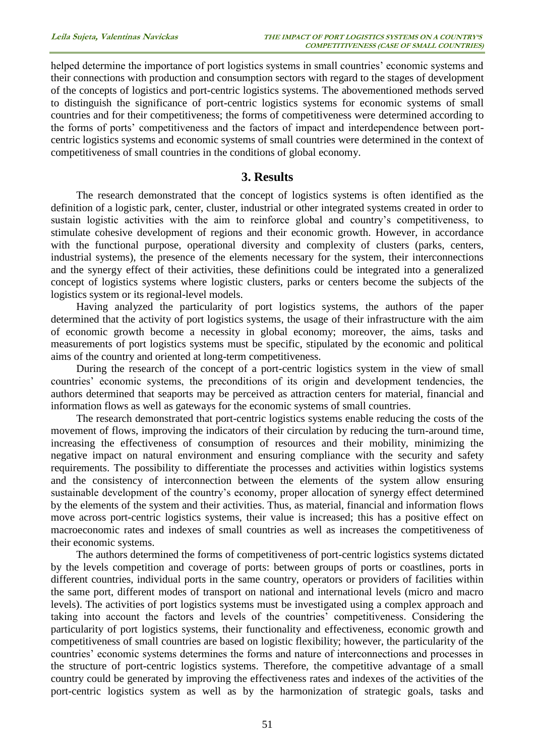helped determine the importance of port logistics systems in small countries' economic systems and their connections with production and consumption sectors with regard to the stages of development of the concepts of logistics and port-centric logistics systems. The abovementioned methods served to distinguish the significance of port-centric logistics systems for economic systems of small countries and for their competitiveness; the forms of competitiveness were determined according to the forms of ports' competitiveness and the factors of impact and interdependence between port-centric logistics systems and economic systems of small countries were determined in the context of competitiveness of small countries in the conditions of global economy.

## 3. Results

The research demonstrated that the concept of logistics systems is often identified as the definition of a logistic park, center, cluster, industrial or other integrated systems created in order to sustain logistic activities with the aim to reinforce global and country's competitiveness, to stimulate cohesive development of regions and their economic growth. However, in accordance with the functional purpose, operational diversity and complexity of clusters (parks, centers, industrial systems), the presence of the elements necessary for the system, their interconnections and the synergy effect of their activities, these definitions could be integrated into a generalized concept of logistics systems where logistic clusters, parks or centers become the subjects of the logistics system or its regional-level models.

Having analyzed the particularity of port logistics systems, the authors of the paper determined that the activity of port logistics systems, the usage of their infrastructure with the aim of economic growth become a necessity in global economy; moreover, the aims, tasks and measurements of port logistics systems must be specific, stipulated by the economic and political aims of the country and oriented at long-term competitiveness.

During the research of the concept of a port-centric logistics system in the view of small countries' economic systems, the preconditions of its origin and development tendencies, the authors determined that seaports may be perceived as attraction centers for material, financial and information flows as well as gateways for the economic systems of small countries.

The research demonstrated that port-centric logistics systems enable reducing the costs of the movement of flows, improving the indicators of their circulation by reducing the turn-around time, increasing the effectiveness of consumption of resources and their mobility, minimizing the negative impact on natural environment and ensuring compliance with the security and safety requirements. The possibility to differentiate the processes and activities within logistics systems and the consistency of interconnection between the elements of the system allow ensuring sustainable development of the country's economy, proper allocation of synergy effect determined by the elements of the system and their activities. Thus, as material, financial and information flows move across port-centric logistics systems, their value is increased; this has a positive effect on macroeconomic rates and indexes of small countries as well as increases the competitiveness of their economic systems.

The authors determined the forms of competitiveness of port-centric logistics systems dictated by the levels competition and coverage of ports: between groups of ports or coastlines, ports in different countries, individual ports in the same country, operators or providers of facilities within the same port, different modes of transport on national and international levels (micro and macro levels). The activities of port logistics systems must be investigated using a complex approach and taking into account the factors and levels of the countries' competitiveness. Considering the particularity of port logistics systems, their functionality and effectiveness, economic growth and competitiveness of small countries are based on logistic flexibility; however, the particularity of the countries' economic systems determines the forms and nature of interconnections and processes in the structure of port-centric logistics systems. Therefore, the competitive advantage of a small country could be generated by improving the effectiveness rates and indexes of the activities of the port-centric logistics system as well as by the harmonization of strategic goals, tasks and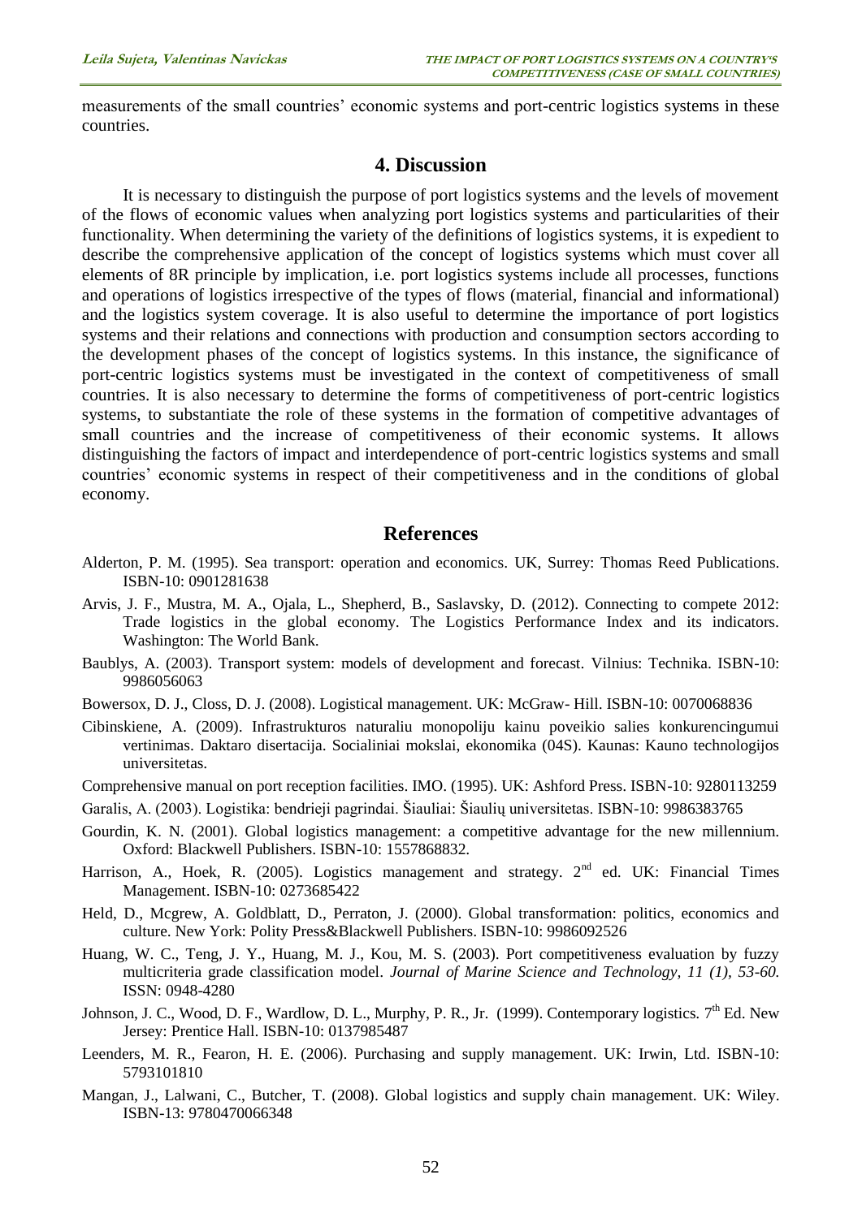measurements of the small countries' economic systems and port-centric logistics systems in these countries.

## 4. Discussion

It is necessary to distinguish the purpose of port logistics systems and the levels of movement of the flows of economic values when analyzing port logistics systems and particularities of their functionality. When determining the variety of the definitions of logistics systems, it is expedient to describe the comprehensive application of the concept of logistics systems which must cover all elements of 8R principle by implication, i.e. port logistics systems include all processes, functions and operations of logistics irrespective of the types of flows (material, financial and informational) and the logistics system coverage. It is also useful to determine the importance of port logistics systems and their relations and connections with production and consumption sectors according to the development phases of the concept of logistics systems. In this instance, the significance of port-centric logistics systems must be investigated in the context of competitiveness of small countries. It is also necessary to determine the forms of competitiveness of port-centric logistics systems, to substantiate the role of these systems in the formation of competitive advantages of small countries and the increase of competitiveness of their economic systems. It allows distinguishing the factors of impact and interdependence of port-centric logistics systems and small countries' economic systems in respect of their competitiveness and in the conditions of global economy.

## References

Alderton, P. M. (1995). Sea transport: operation and economics. UK, Surrey: Thomas Reed Publications. ISBN-10: 0901281638

Arvis, J. F., Mustra, M. A., Ojala, L., Shepherd, B., Saslavsky, D. (2012). Connecting to compete 2012: Trade logistics in the global economy. The Logistics Performance Index and its indicators. Washington: The World Bank.

Baublys, A. (2003). Transport system: models of development and forecast. Vilnius: Technika. ISBN-10: 9986056063

Bowersox, D. J., Closs, D. J. (2008). Logistical management. UK: McGraw- Hill. ISBN-10: 0070068836

Cibinskiene, A. (2009). Infrastrukturos naturaliu monopoliju kainu poveikio salies konkurencingumui vertinimas. Daktaro disertacija. Socialiniai mokslai, ekonomika (04S). Kaunas: Kauno technologijos universitetas.

Comprehensive manual on port reception facilities. IMO. (1995). UK: Ashford Press. ISBN-10: 9280113259

Garalis, A. (2003). Logistika: bendrieji pagrindai. Šiauliai: Šiaulių universitetas. ISBN-10: 9986383765

Gourdin, K. N. (2001). Global logistics management: a competitive advantage for the new millennium. Oxford: Blackwell Publishers. ISBN-10: 1557868832.

Harrison, A., Hoek, R. (2005). Logistics management and strategy. 2nd ed. UK: Financial Times Management. ISBN-10: 0273685422

Held, D., Mcgrew, A. Goldblatt, D., Perraton, J. (2000). Global transformation: politics, economics and culture. New York: Polity Press&Blackwell Publishers. ISBN-10: 9986092526

Huang, W. C., Teng, J. Y., Huang, M. J., Kou, M. S. (2003). Port competitiveness evaluation by fuzzy multicriteria grade classification model. *Journal of Marine Science and Technology, 11 (1), 53-60.* ISSN: 0948-4280

Johnson, J. C., Wood, D. F., Wardlow, D. L., Murphy, P. R., Jr. (1999). Contemporary logistics. 7th Ed. New Jersey: Prentice Hall. ISBN-10: 0137985487

Leenders, M. R., Fearon, H. E. (2006). Purchasing and supply management. UK: Irwin, Ltd. ISBN-10: 5793101810

Mangan, J., Lalwani, C., Butcher, T. (2008). Global logistics and supply chain management. UK: Wiley. ISBN-13: 9780470066348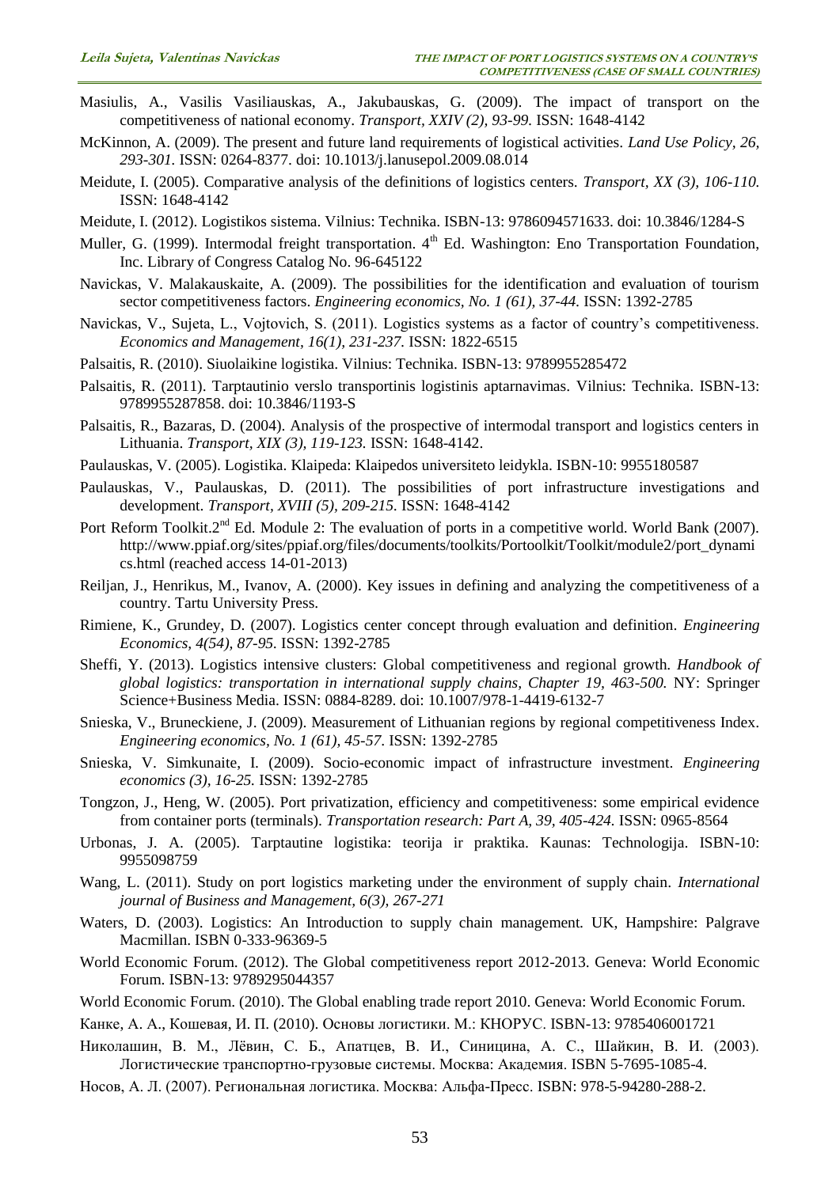Masiulis, A., Vasilis Vasiliauskas, A., Jakubauskas, G. (2009). The impact of transport on the competitiveness of national economy. *Transport, XXIV (2), 93-99.* ISSN: 1648-4142

McKinnon, A. (2009). The present and future land requirements of logistical activities. *Land Use Policy, 26, 293-301.* ISSN: 0264-8377. doi: 10.1013/j.lanusepol.2009.08.014

Meidute, I. (2005). Comparative analysis of the definitions of logistics centers. *Transport, XX (3), 106-110.* ISSN: 1648-4142

Meidute, I. (2012). Logistikos sistema. Vilnius: Technika. ISBN-13: 9786094571633. doi: 10.3846/1284-S

Muller, G. (1999). Intermodal freight transportation. 4th Ed. Washington: Eno Transportation Foundation, Inc. Library of Congress Catalog No. 96-645122

Navickas, V. Malakauskaite, A. (2009). The possibilities for the identification and evaluation of tourism sector competitiveness factors. *Engineering economics, No. 1 (61), 37-44.* ISSN: 1392-2785

Navickas, V., Sujeta, L., Vojtovich, S. (2011). Logistics systems as a factor of country's competitiveness. *Economics and Management, 16(1), 231-237.* ISSN: 1822-6515

Palsaitis, R. (2010). Siuolaikine logistika. Vilnius: Technika. ISBN-13: 9789955285472

Palsaitis, R. (2011). Tarptautinio verslo transportinis logistinis aptarnavimas. Vilnius: Technika. ISBN-13: 9789955287858. doi: 10.3846/1193-S

Palsaitis, R., Bazaras, D. (2004). Analysis of the prospective of intermodal transport and logistics centers in Lithuania. *Transport, XIX (3), 119-123.* ISSN: 1648-4142.

Paulauskas, V. (2005). Logistika. Klaipeda: Klaipedos universiteto leidykla. ISBN-10: 9955180587

Paulauskas, V., Paulauskas, D. (2011). The possibilities of port infrastructure investigations and development. *Transport, XVIII (5), 209-215.* ISSN: 1648-4142

Port Reform Toolkit.2nd Ed. Module 2: The evaluation of ports in a competitive world. World Bank (2007). http://www.ppiaf.org/sites/ppiaf.org/files/documents/toolkits/Portoolkit/Toolkit/module2/port_dynamics.html (reached access 14-01-2013)

Reiljan, J., Henrikus, M., Ivanov, A. (2000). Key issues in defining and analyzing the competitiveness of a country. Tartu University Press.

Rimiene, K., Grundey, D. (2007). Logistics center concept through evaluation and definition. *Engineering Economics, 4(54), 87-95.* ISSN: 1392-2785

Sheffi, Y. (2013). Logistics intensive clusters: Global competitiveness and regional growth. *Handbook of global logistics: transportation in international supply chains, Chapter 19, 463-500.* NY: Springer Science+Business Media. ISSN: 0884-8289. doi: 10.1007/978-1-4419-6132-7

Snieska, V., Bruneckiene, J. (2009). Measurement of Lithuanian regions by regional competitiveness Index. *Engineering economics, No. 1 (61), 45-57.* ISSN: 1392-2785

Snieska, V. Simkunaite, I. (2009). Socio-economic impact of infrastructure investment. *Engineering economics (3), 16-25.* ISSN: 1392-2785

Tongzon, J., Heng, W. (2005). Port privatization, efficiency and competitiveness: some empirical evidence from container ports (terminals). *Transportation research: Part A, 39, 405-424.* ISSN: 0965-8564

Urbonas, J. A. (2005). Tarptautine logistika: teorija ir praktika. Kaunas: Technologija. ISBN-10: 9955098759

Wang, L. (2011). Study on port logistics marketing under the environment of supply chain. *International journal of Business and Management, 6(3), 267-271*

Waters, D. (2003). Logistics: An Introduction to supply chain management. UK, Hampshire: Palgrave Macmillan. ISBN 0-333-96369-5

World Economic Forum. (2012). The Global competitiveness report 2012-2013. Geneva: World Economic Forum. ISBN-13: 9789295044357

World Economic Forum. (2010). The Global enabling trade report 2010. Geneva: World Economic Forum.

Канке, А. А., Кошевая, И. П. (2010). Основы логистики. М.: КНОРУС. ISBN-13: 9785406001721

Николашин, В. М., Лёвин, С. Б., Апатцев, В. И., Синицина, А. С., Шайкин, В. И. (2003). Логистические транспортно-грузовые системы. Москва: Академия. ISBN 5-7695-1085-4.

Носов, А. Л. (2007). Региональная логистика. Москва: Альфа-Пресс. ISBN: 978-5-94280-288-2.